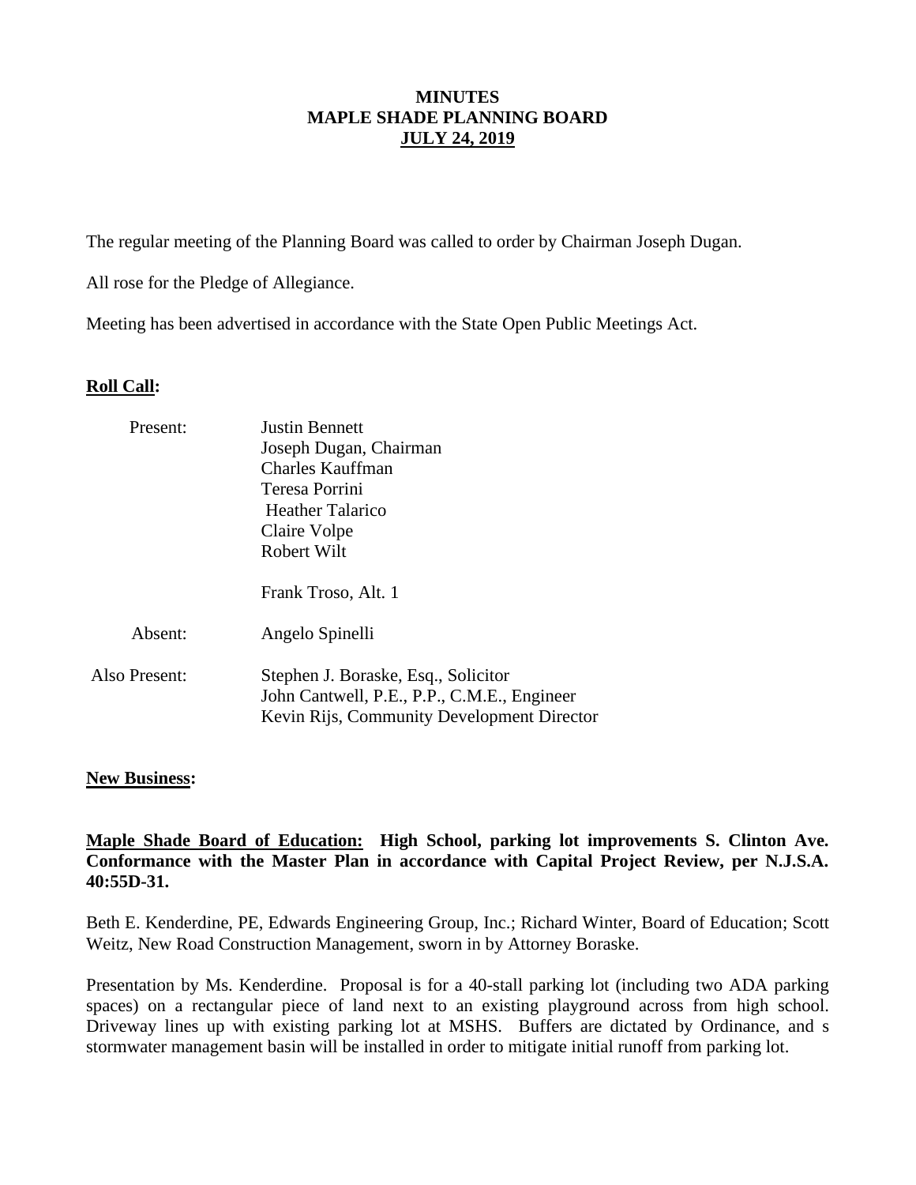**MINUTES**
**MAPLE SHADE PLANNING BOARD**
**JULY 24, 2019**

The regular meeting of the Planning Board was called to order by Chairman Joseph Dugan.

All rose for the Pledge of Allegiance.

Meeting has been advertised in accordance with the State Open Public Meetings Act.

**Roll Call:**

Present:
- Justin Bennett
- Joseph Dugan, Chairman
- Charles Kauffman
- Teresa Porrini
- Heather Talarico
- Claire Volpe
- Robert Wilt

- Frank Troso, Alt. 1

Absent:
- Angelo Spinelli

Also Present:
- Stephen J. Boraske, Esq., Solicitor
- John Cantwell, P.E., P.P., C.M.E., Engineer
- Kevin Rijs, Community Development Director

**New Business:**

**Maple Shade Board of Education: High School, parking lot improvements S. Clinton Ave. Conformance with the Master Plan in accordance with Capital Project Review, per N.J.S.A. 40:55D-31.**

Beth E. Kenderdine, PE, Edwards Engineering Group, Inc.; Richard Winter, Board of Education; Scott Weitz, New Road Construction Management, sworn in by Attorney Boraske.

Presentation by Ms. Kenderdine. Proposal is for a 40-stall parking lot (including two ADA parking spaces) on a rectangular piece of land next to an existing playground across from high school. Driveway lines up with existing parking lot at MSHS. Buffers are dictated by Ordinance, and s stormwater management basin will be installed in order to mitigate initial runoff from parking lot.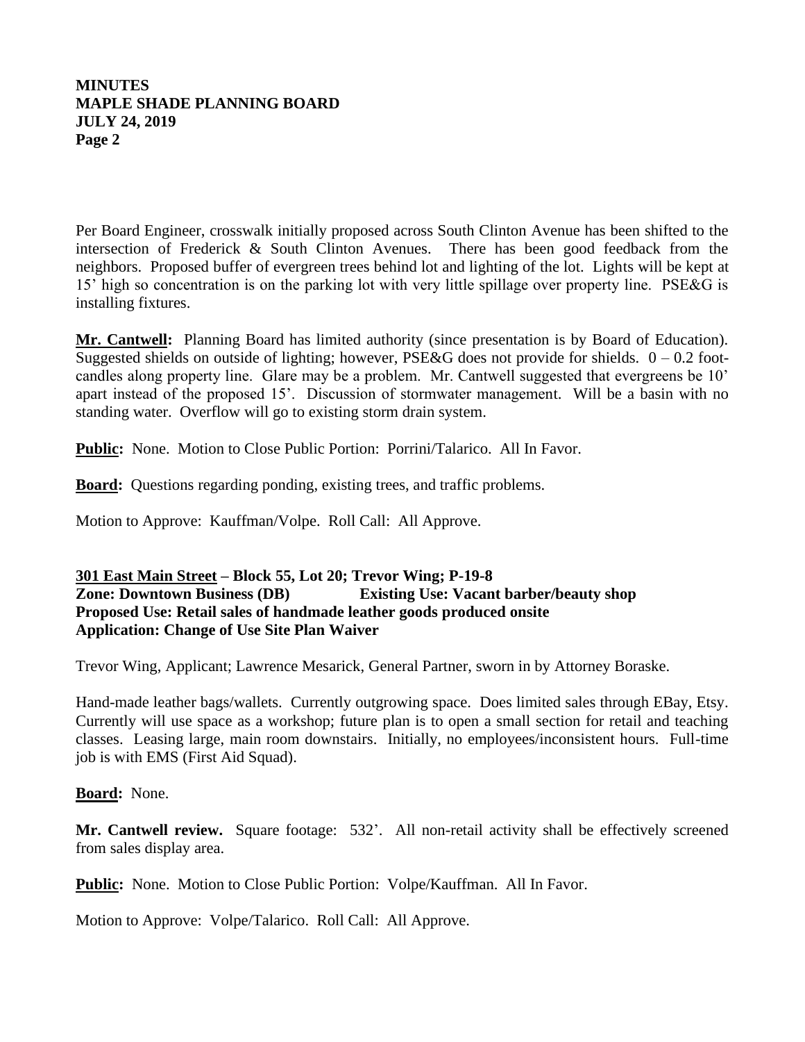Per Board Engineer, crosswalk initially proposed across South Clinton Avenue has been shifted to the intersection of Frederick & South Clinton Avenues. There has been good feedback from the neighbors. Proposed buffer of evergreen trees behind lot and lighting of the lot. Lights will be kept at 15' high so concentration is on the parking lot with very little spillage over property line. PSE&G is installing fixtures.

**Mr. Cantwell:** Planning Board has limited authority (since presentation is by Board of Education). Suggested shields on outside of lighting; however, PSE&G does not provide for shields. 0 – 0.2 foot-candles along property line. Glare may be a problem. Mr. Cantwell suggested that evergreens be 10' apart instead of the proposed 15'. Discussion of stormwater management. Will be a basin with no standing water. Overflow will go to existing storm drain system.

**Public:** None. Motion to Close Public Portion: Porrini/Talarico. All In Favor.

**Board:** Questions regarding ponding, existing trees, and traffic problems.

Motion to Approve: Kauffman/Volpe. Roll Call: All Approve.

**301 East Main Street – Block 55, Lot 20; Trevor Wing; P-19-8**
**Zone: Downtown Business (DB) Existing Use: Vacant barber/beauty shop**
**Proposed Use: Retail sales of handmade leather goods produced onsite**
**Application: Change of Use Site Plan Waiver**

Trevor Wing, Applicant; Lawrence Mesarick, General Partner, sworn in by Attorney Boraske.

Hand-made leather bags/wallets. Currently outgrowing space. Does limited sales through EBay, Etsy. Currently will use space as a workshop; future plan is to open a small section for retail and teaching classes. Leasing large, main room downstairs. Initially, no employees/inconsistent hours. Full-time job is with EMS (First Aid Squad).

**Board:** None.

**Mr. Cantwell review.** Square footage: 532'. All non-retail activity shall be effectively screened from sales display area.

**Public:** None. Motion to Close Public Portion: Volpe/Kauffman. All In Favor.

Motion to Approve: Volpe/Talarico. Roll Call: All Approve.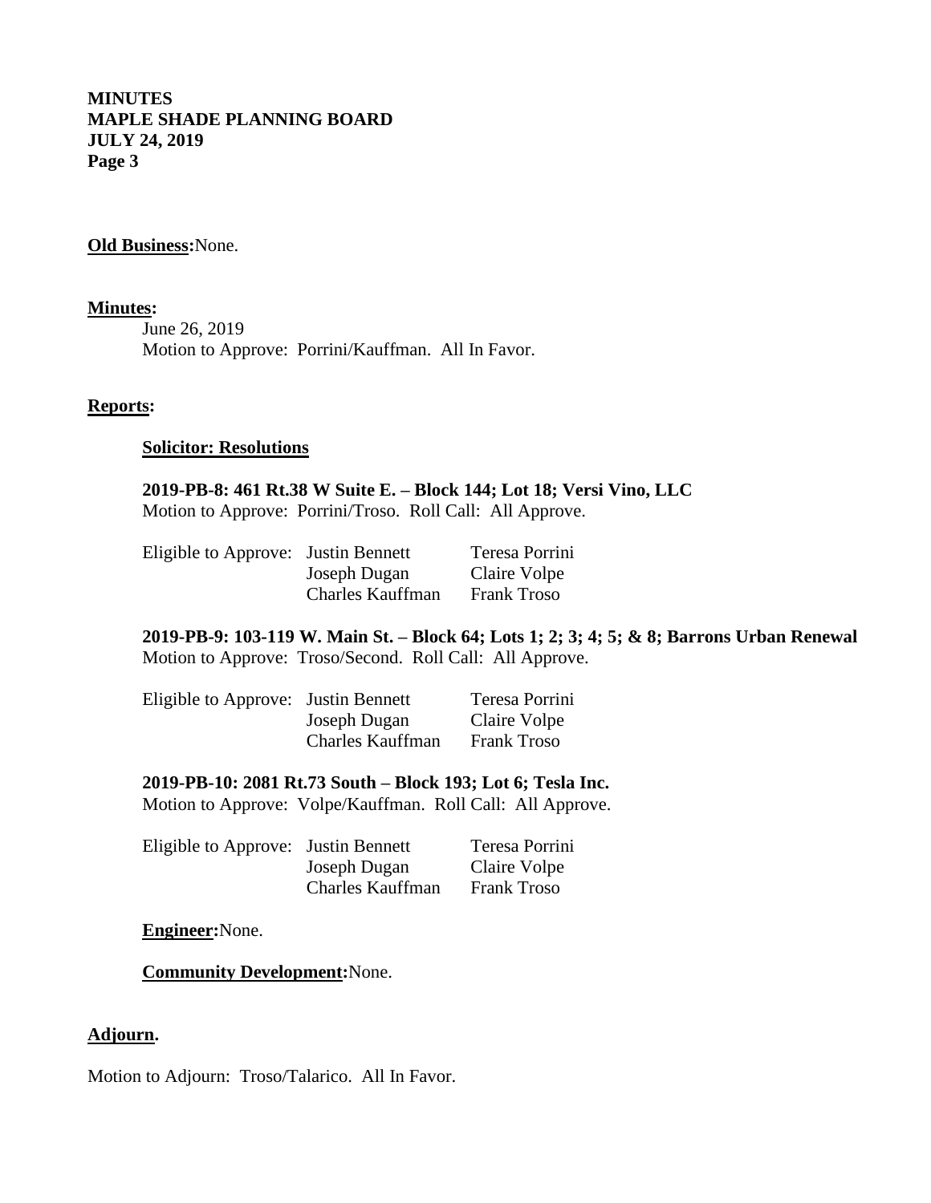**Old Business:** None.

**Minutes:**

June 26, 2019
Motion to Approve: Porrini/Kauffman. All In Favor.

**Reports:**

**Solicitor: Resolutions**

**2019-PB-8: 461 Rt.38 W Suite E. – Block 144; Lot 18; Versi Vino, LLC**
Motion to Approve: Porrini/Troso. Roll Call: All Approve.

| | | |
|---|---|---|
| Eligible to Approve: | Justin Bennett | Teresa Porrini |
| | Joseph Dugan | Claire Volpe |
| | Charles Kauffman | Frank Troso |

**2019-PB-9: 103-119 W. Main St. – Block 64; Lots 1; 2; 3; 4; 5; & 8; Barrons Urban Renewal**
Motion to Approve: Troso/Second. Roll Call: All Approve.

| | | |
|---|---|---|
| Eligible to Approve: | Justin Bennett | Teresa Porrini |
| | Joseph Dugan | Claire Volpe |
| | Charles Kauffman | Frank Troso |

**2019-PB-10: 2081 Rt.73 South – Block 193; Lot 6; Tesla Inc.**
Motion to Approve: Volpe/Kauffman. Roll Call: All Approve.

| | | |
|---|---|---|
| Eligible to Approve: | Justin Bennett | Teresa Porrini |
| | Joseph Dugan | Claire Volpe |
| | Charles Kauffman | Frank Troso |

**Engineer:** None.

**Community Development:** None.

**Adjourn.**

Motion to Adjourn: Troso/Talarico. All In Favor.